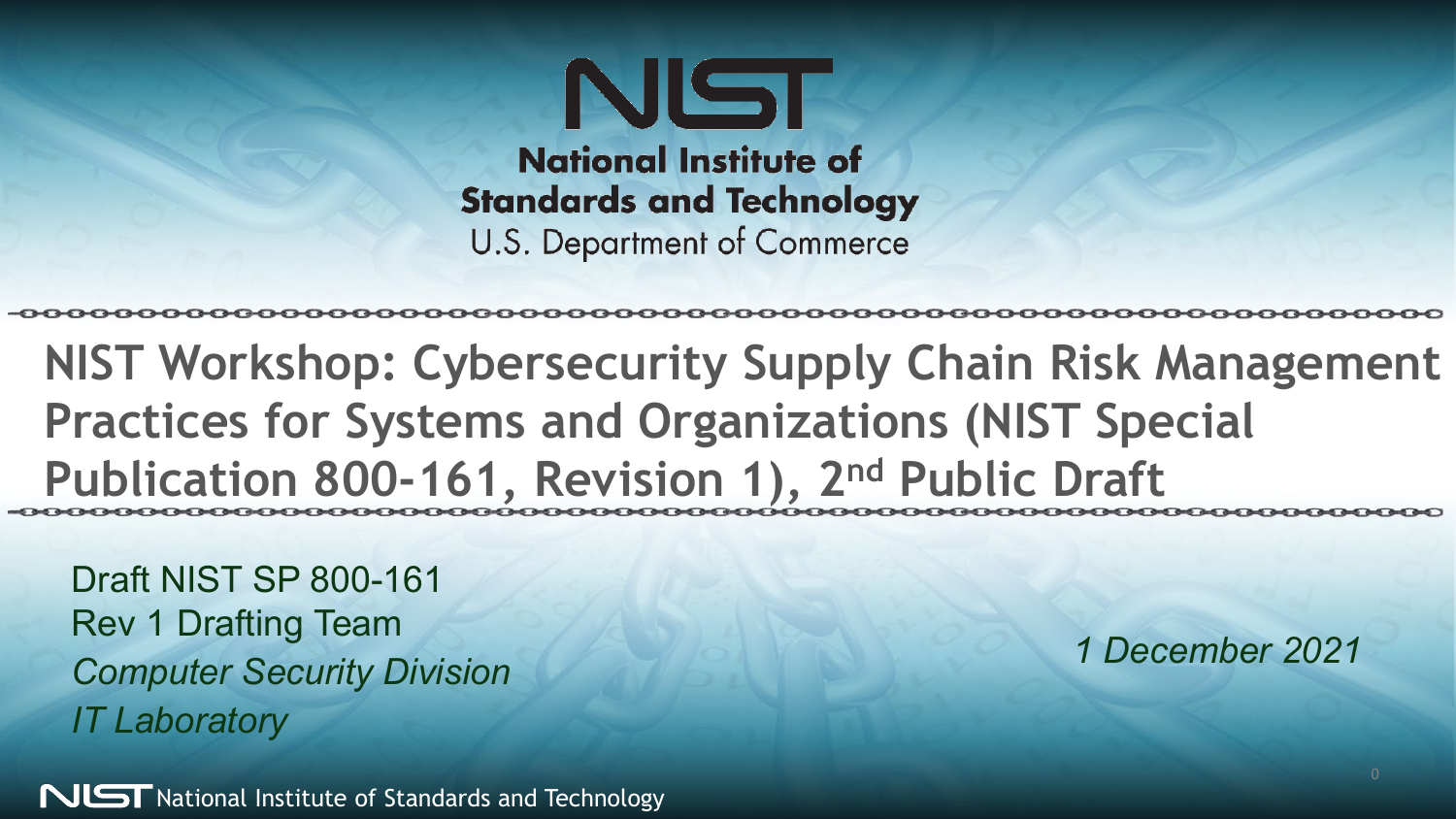**NIST**

**National Institute of Standards and Technology**

U.S. Department of Commerce

# NIST Workshop: Cybersecurity Supply Chain Risk Management Practices for Systems and Organizations (NIST Special Publication 800-161, Revision 1), 2nd Public Draft

Draft NIST SP 800-161
Rev 1 Drafting Team
*Computer Security Division*
*IT Laboratory*

*1 December 2021*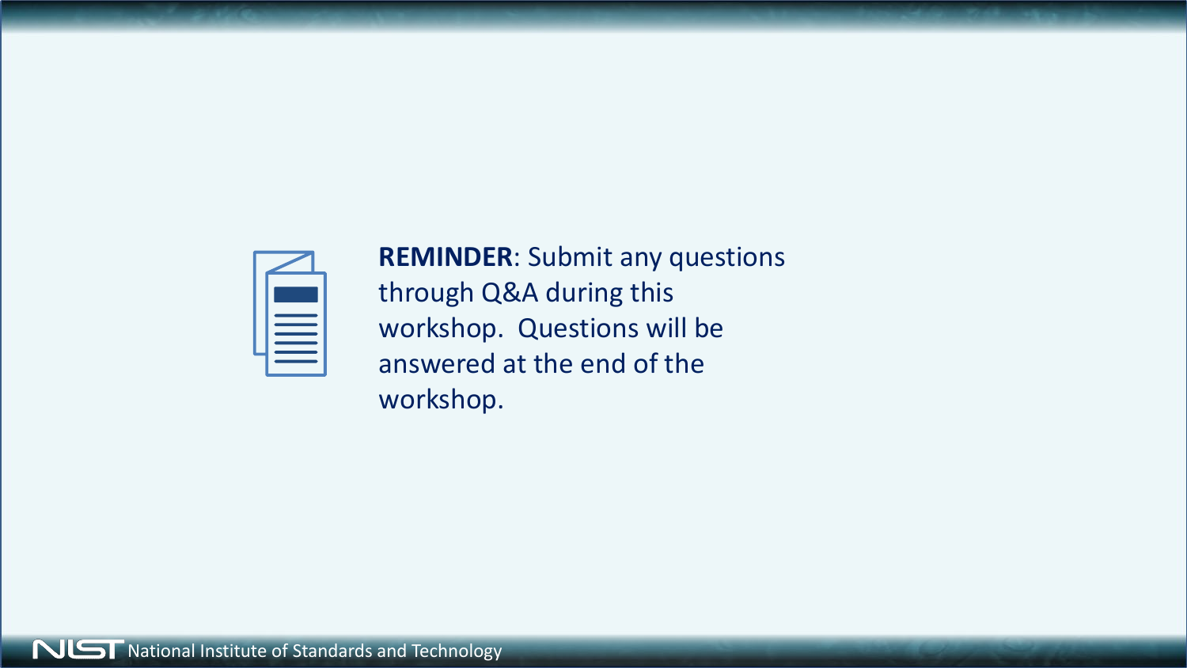**REMINDER**: Submit any questions through Q&A during this workshop. Questions will be answered at the end of the workshop.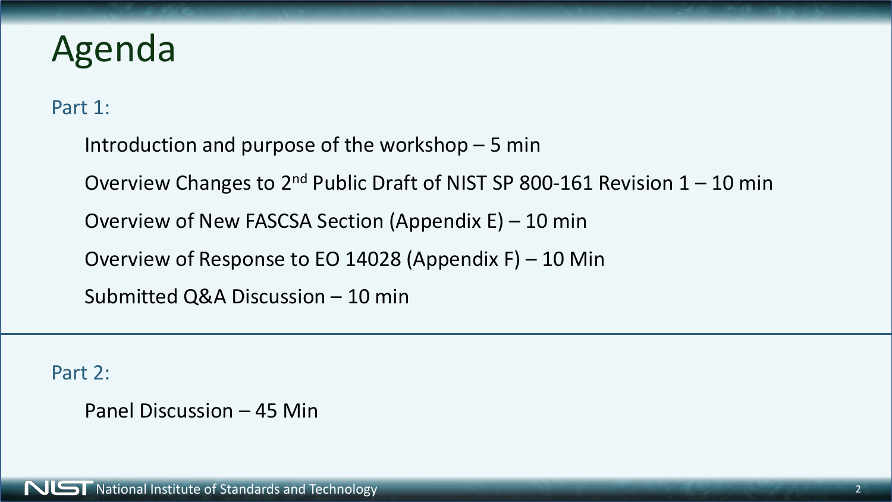# Agenda

## Part 1:

- Introduction and purpose of the workshop – 5 min
- Overview Changes to 2nd Public Draft of NIST SP 800-161 Revision 1 – 10 min
- Overview of New FASCSA Section (Appendix E) – 10 min
- Overview of Response to EO 14028 (Appendix F) – 10 Min
- Submitted Q&A Discussion – 10 min

## Part 2:

- Panel Discussion – 45 Min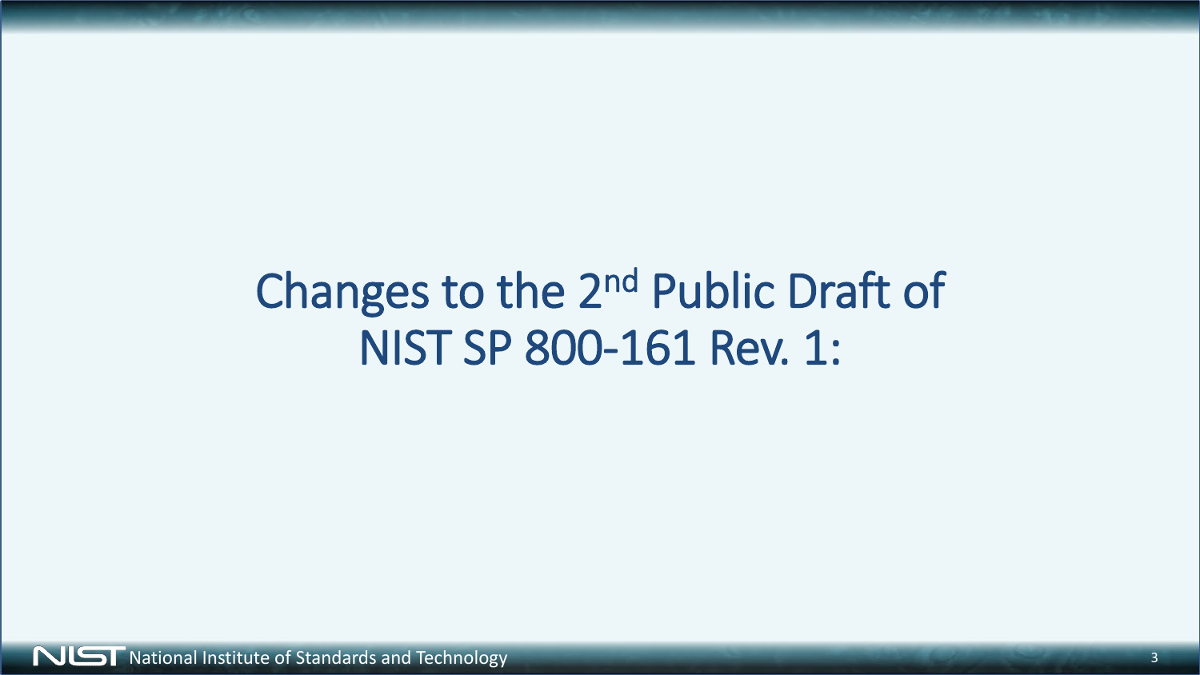# Changes to the 2nd Public Draft of NIST SP 800-161 Rev. 1: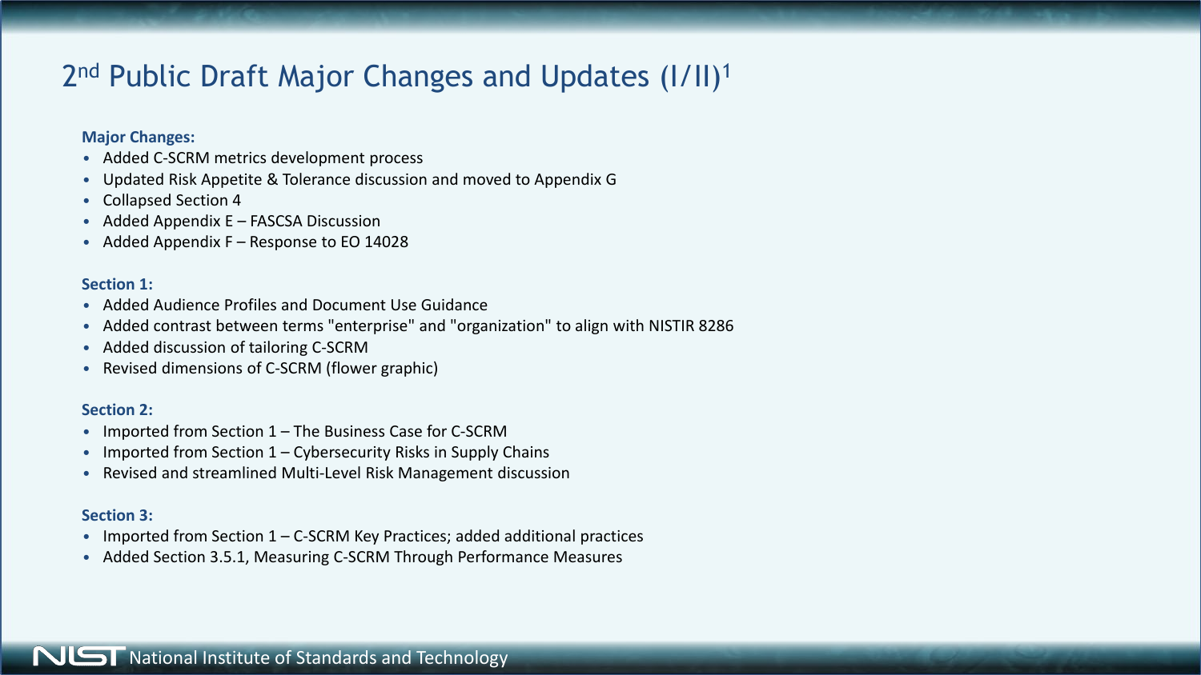# 2nd Public Draft Major Changes and Updates (I/II)[1]

**Major Changes:**

- Added C-SCRM metrics development process
- Updated Risk Appetite & Tolerance discussion and moved to Appendix G
- Collapsed Section 4
- Added Appendix E – FASCSA Discussion
- Added Appendix F – Response to EO 14028

**Section 1:**

- Added Audience Profiles and Document Use Guidance
- Added contrast between terms "enterprise" and "organization" to align with NISTIR 8286
- Added discussion of tailoring C-SCRM
- Revised dimensions of C-SCRM (flower graphic)

**Section 2:**

- Imported from Section 1 – The Business Case for C-SCRM
- Imported from Section 1 – Cybersecurity Risks in Supply Chains
- Revised and streamlined Multi-Level Risk Management discussion

**Section 3:**

- Imported from Section 1 – C-SCRM Key Practices; added additional practices
- Added Section 3.5.1, Measuring C-SCRM Through Performance Measures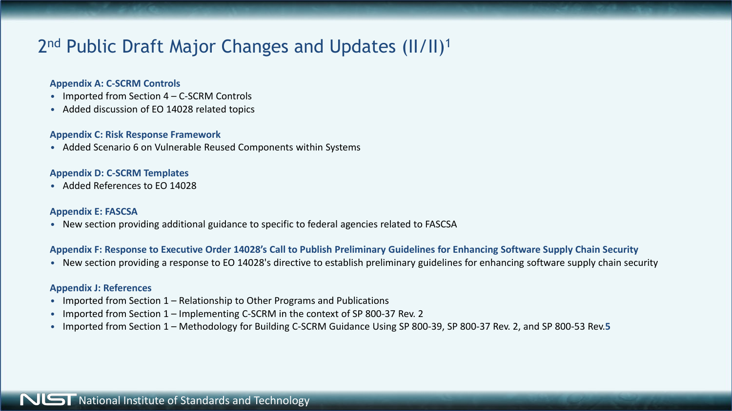# 2nd Public Draft Major Changes and Updates (II/II)[1]

**Appendix A: C-SCRM Controls**

- Imported from Section 4 – C-SCRM Controls
- Added discussion of EO 14028 related topics

**Appendix C: Risk Response Framework**

- Added Scenario 6 on Vulnerable Reused Components within Systems

**Appendix D: C-SCRM Templates**

- Added References to EO 14028

**Appendix E: FASCSA**

- New section providing additional guidance to specific to federal agencies related to FASCSA

**Appendix F: Response to Executive Order 14028's Call to Publish Preliminary Guidelines for Enhancing Software Supply Chain Security**

- New section providing a response to EO 14028's directive to establish preliminary guidelines for enhancing software supply chain security

**Appendix J: References**

- Imported from Section 1 – Relationship to Other Programs and Publications
- Imported from Section 1 – Implementing C-SCRM in the context of SP 800-37 Rev. 2
- Imported from Section 1 – Methodology for Building C-SCRM Guidance Using SP 800-39, SP 800-37 Rev. 2, and SP 800-53 Rev.**5**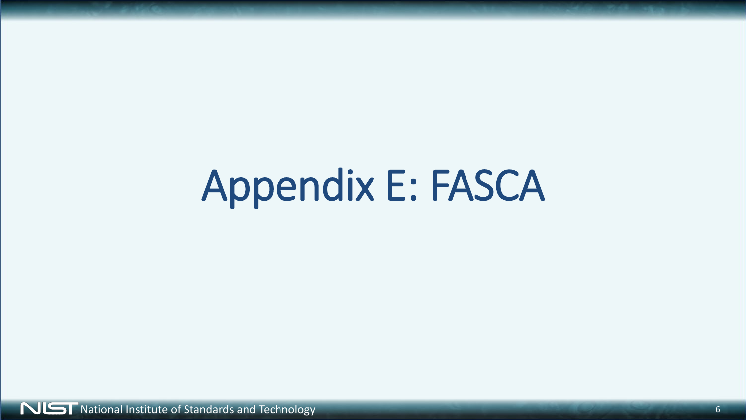# Appendix E: FASCA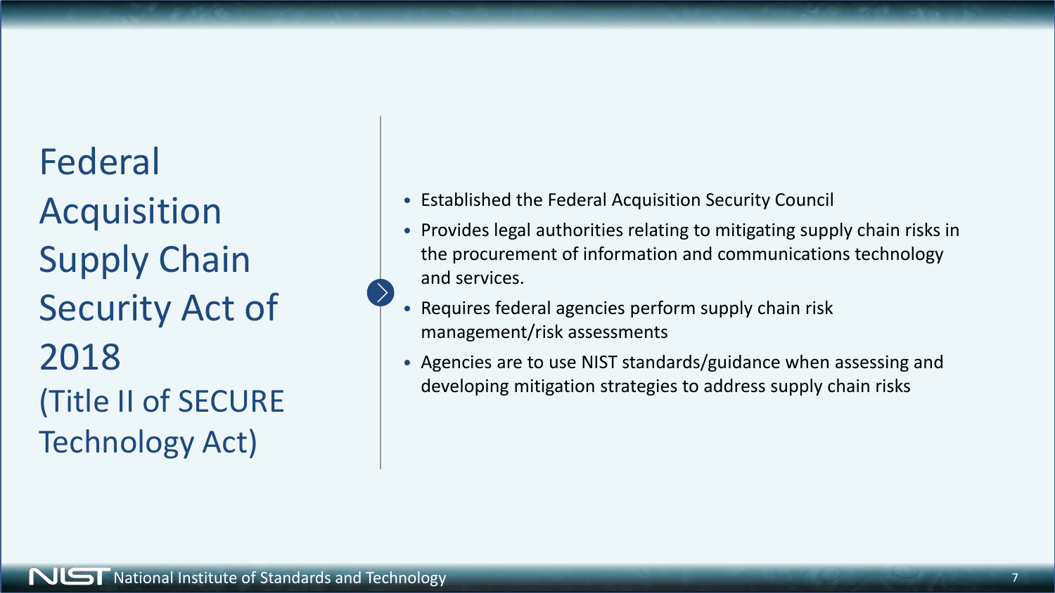# Federal Acquisition Supply Chain Security Act of 2018 (Title II of SECURE Technology Act)

- Established the Federal Acquisition Security Council
- Provides legal authorities relating to mitigating supply chain risks in the procurement of information and communications technology and services.
- Requires federal agencies perform supply chain risk management/risk assessments
- Agencies are to use NIST standards/guidance when assessing and developing mitigation strategies to address supply chain risks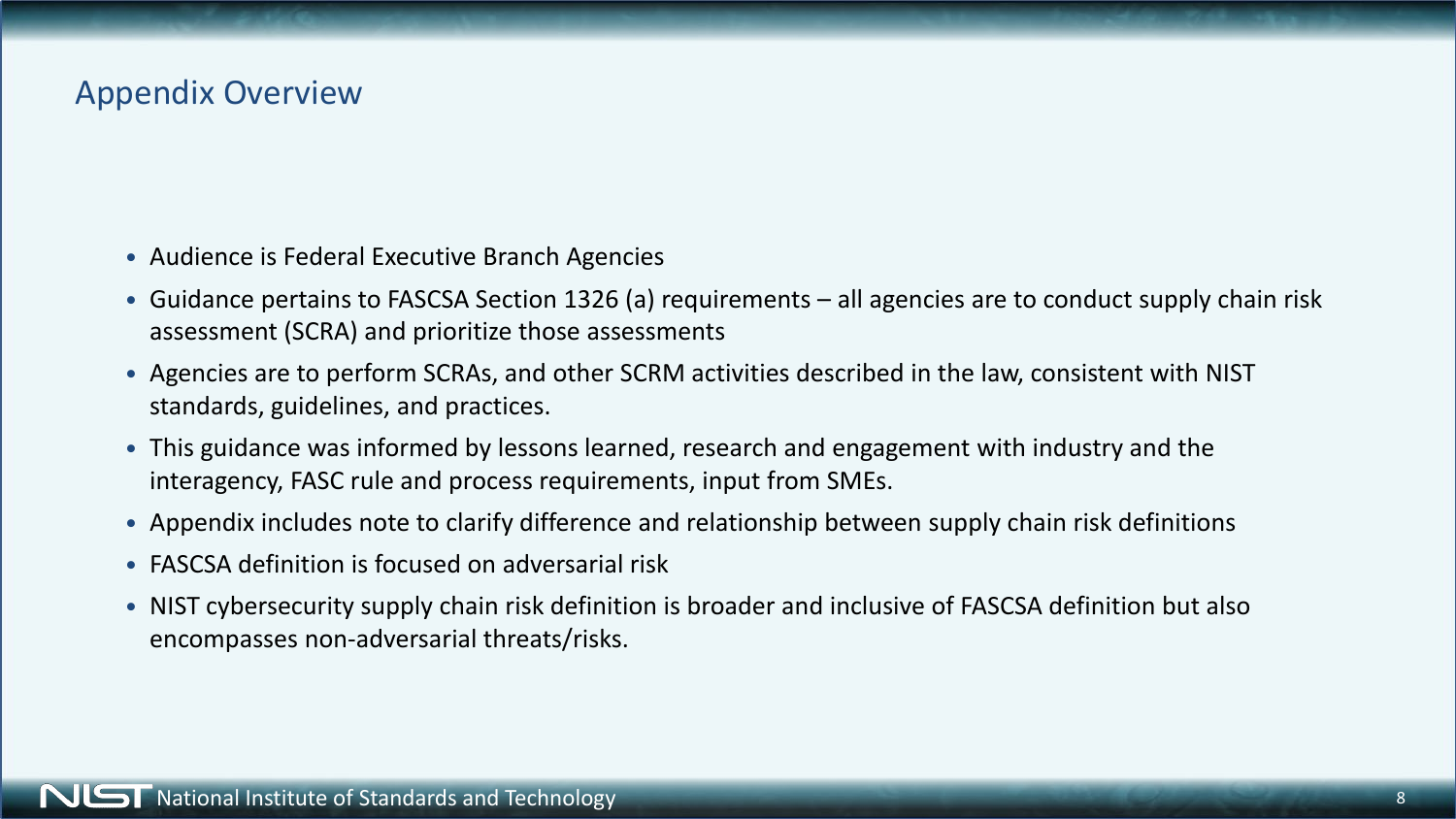# Appendix Overview

- Audience is Federal Executive Branch Agencies
- Guidance pertains to FASCSA Section 1326 (a) requirements – all agencies are to conduct supply chain risk assessment (SCRA) and prioritize those assessments
- Agencies are to perform SCRAs, and other SCRM activities described in the law, consistent with NIST standards, guidelines, and practices.
- This guidance was informed by lessons learned, research and engagement with industry and the interagency, FASC rule and process requirements, input from SMEs.
- Appendix includes note to clarify difference and relationship between supply chain risk definitions
- FASCSA definition is focused on adversarial risk
- NIST cybersecurity supply chain risk definition is broader and inclusive of FASCSA definition but also encompasses non-adversarial threats/risks.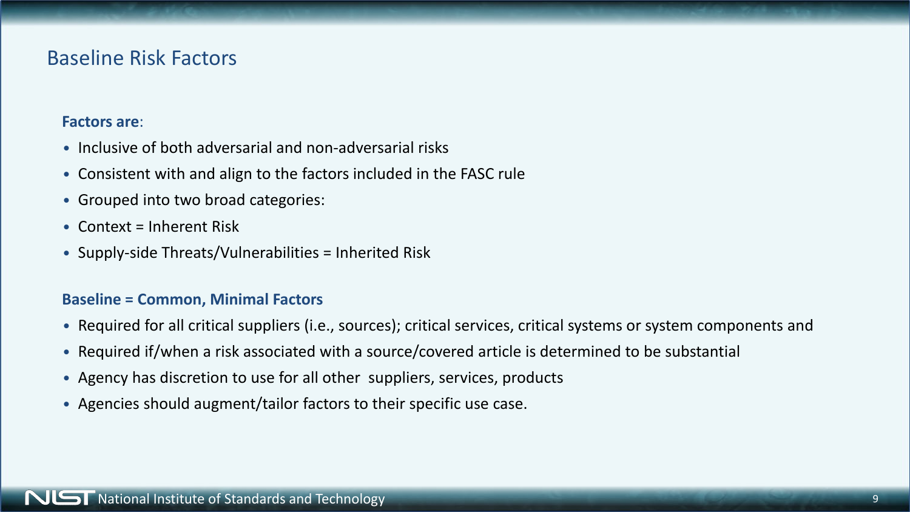# Baseline Risk Factors

**Factors are**:

- Inclusive of both adversarial and non-adversarial risks
- Consistent with and align to the factors included in the FASC rule
- Grouped into two broad categories:
- Context = Inherent Risk
- Supply-side Threats/Vulnerabilities = Inherited Risk

**Baseline = Common, Minimal Factors**

- Required for all critical suppliers (i.e., sources); critical services, critical systems or system components and
- Required if/when a risk associated with a source/covered article is determined to be substantial
- Agency has discretion to use for all other suppliers, services, products
- Agencies should augment/tailor factors to their specific use case.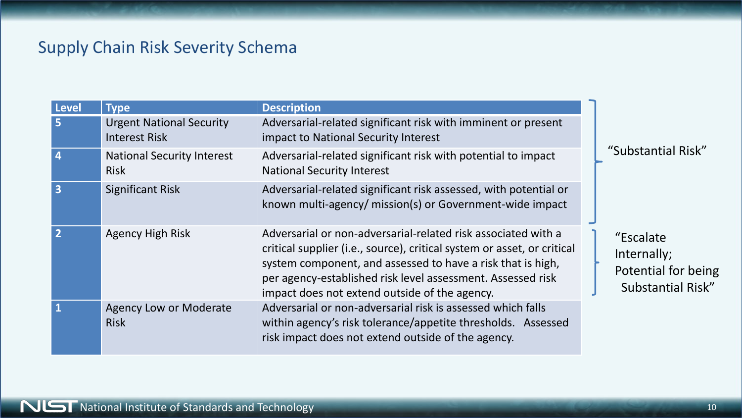## Supply Chain Risk Severity Schema

| Level | Type | Description | |
|---|---|---|---|
| 5 | Urgent National Security Interest Risk | Adversarial-related significant risk with imminent or present impact to National Security Interest | "Substantial Risk" |
| 4 | National Security Interest Risk | Adversarial-related significant risk with potential to impact National Security Interest | "Substantial Risk" |
| 3 | Significant Risk | Adversarial-related significant risk assessed, with potential or known multi-agency/ mission(s) or Government-wide impact | "Substantial Risk" |
| 2 | Agency High Risk | Adversarial or non-adversarial-related risk associated with a critical supplier (i.e., source), critical system or asset, or critical system component, and assessed to have a risk that is high, per agency-established risk level assessment. Assessed risk impact does not extend outside of the agency. | "Escalate Internally; Potential for being Substantial Risk" |
| 1 | Agency Low or Moderate Risk | Adversarial or non-adversarial risk is assessed which falls within agency's risk tolerance/appetite thresholds. Assessed risk impact does not extend outside of the agency. | |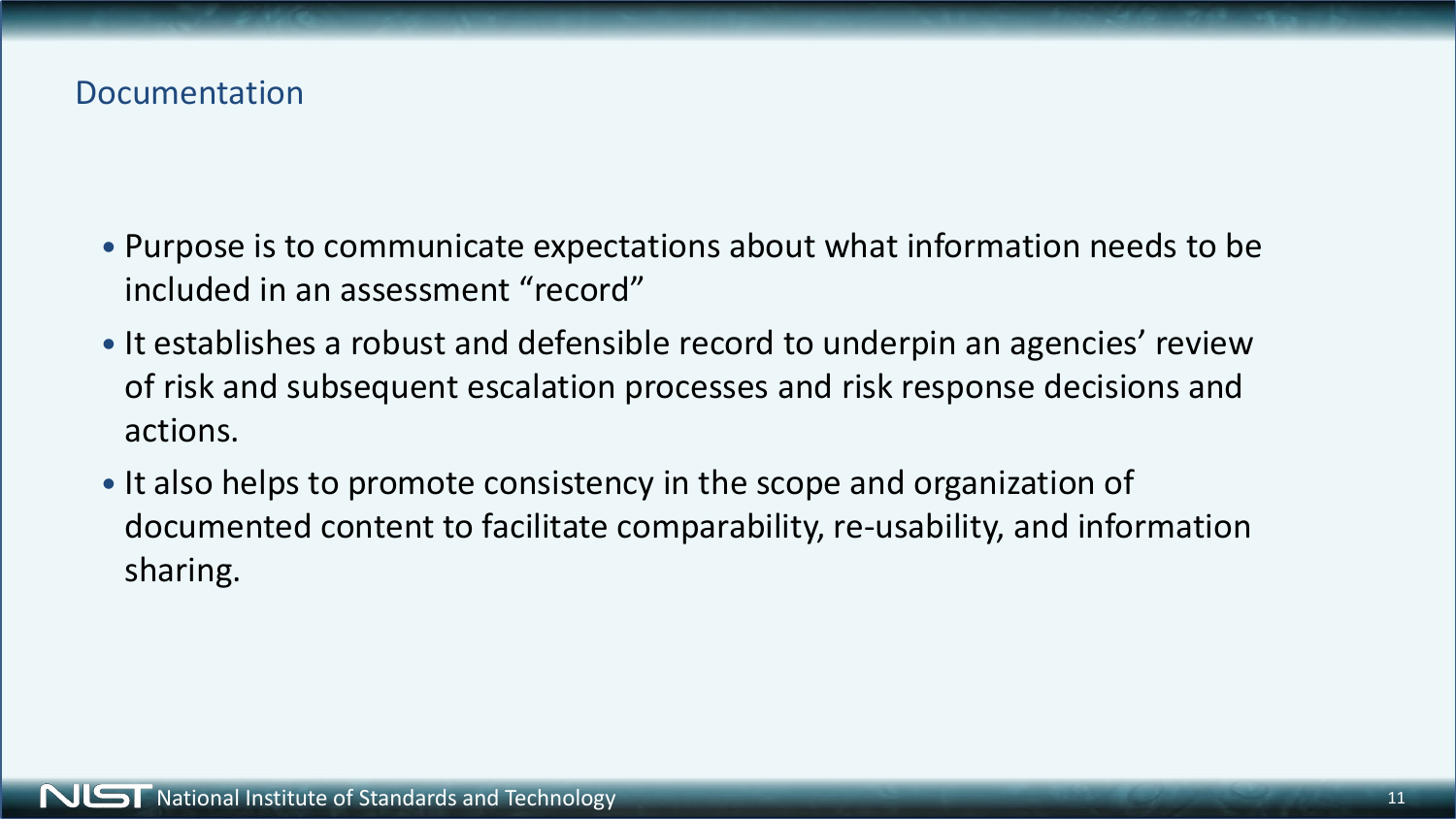## Documentation

- Purpose is to communicate expectations about what information needs to be included in an assessment "record"
- It establishes a robust and defensible record to underpin an agencies' review of risk and subsequent escalation processes and risk response decisions and actions.
- It also helps to promote consistency in the scope and organization of documented content to facilitate comparability, re-usability, and information sharing.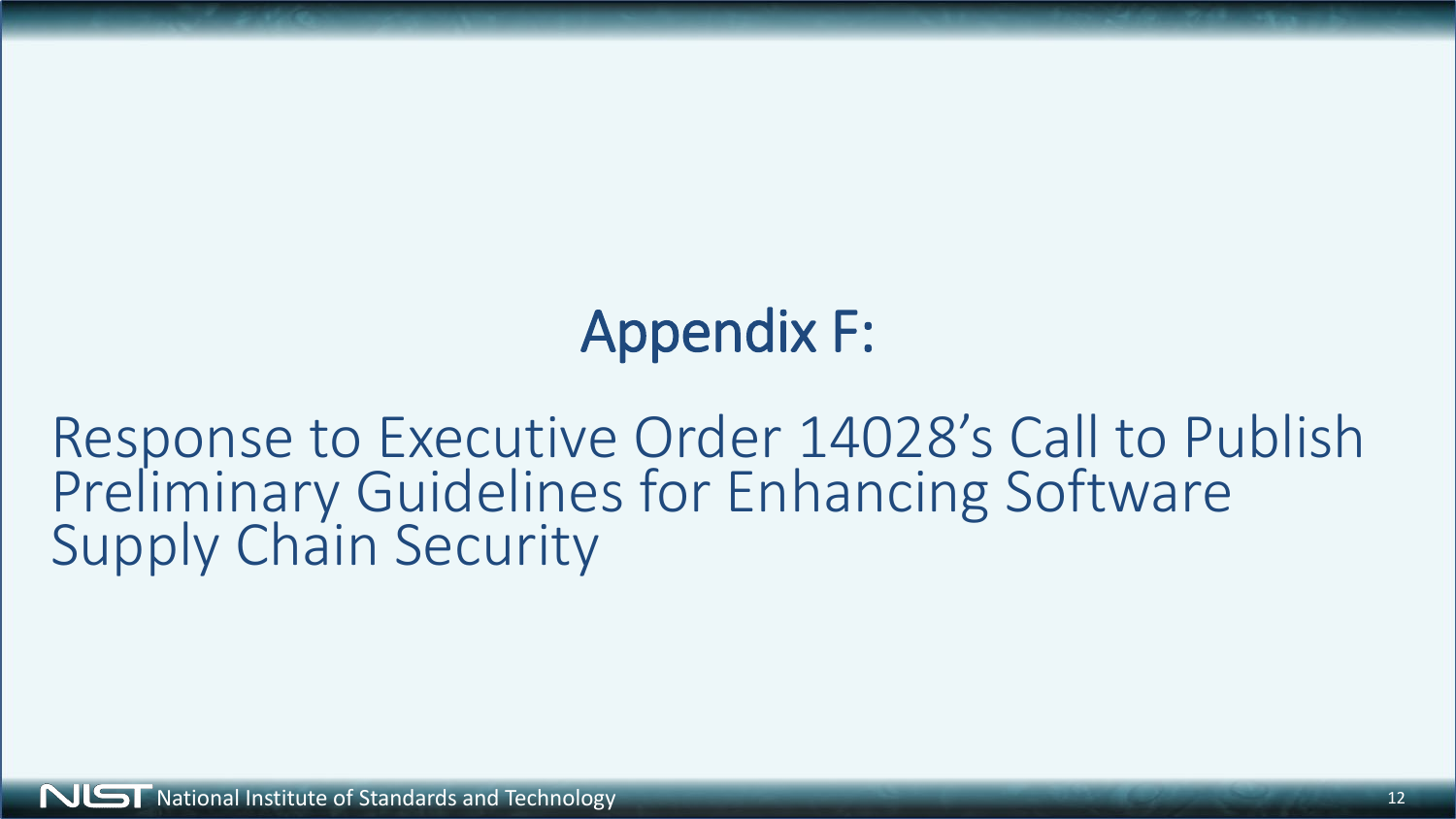# Appendix F:

Response to Executive Order 14028's Call to Publish Preliminary Guidelines for Enhancing Software Supply Chain Security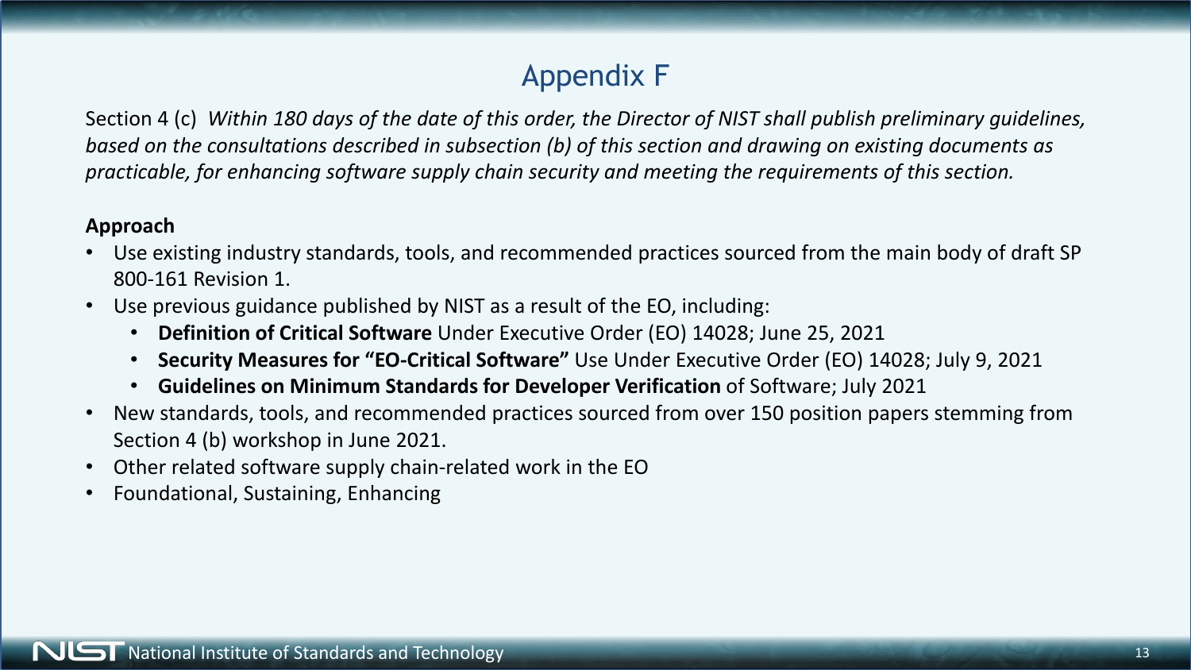# Appendix F

Section 4 (c) *Within 180 days of the date of this order, the Director of NIST shall publish preliminary guidelines, based on the consultations described in subsection (b) of this section and drawing on existing documents as practicable, for enhancing software supply chain security and meeting the requirements of this section.*

**Approach**

- Use existing industry standards, tools, and recommended practices sourced from the main body of draft SP 800-161 Revision 1.
- Use previous guidance published by NIST as a result of the EO, including:
  - **Definition of Critical Software** Under Executive Order (EO) 14028; June 25, 2021
  - **Security Measures for "EO-Critical Software"** Use Under Executive Order (EO) 14028; July 9, 2021
  - **Guidelines on Minimum Standards for Developer Verification** of Software; July 2021
- New standards, tools, and recommended practices sourced from over 150 position papers stemming from Section 4 (b) workshop in June 2021.
- Other related software supply chain-related work in the EO
- Foundational, Sustaining, Enhancing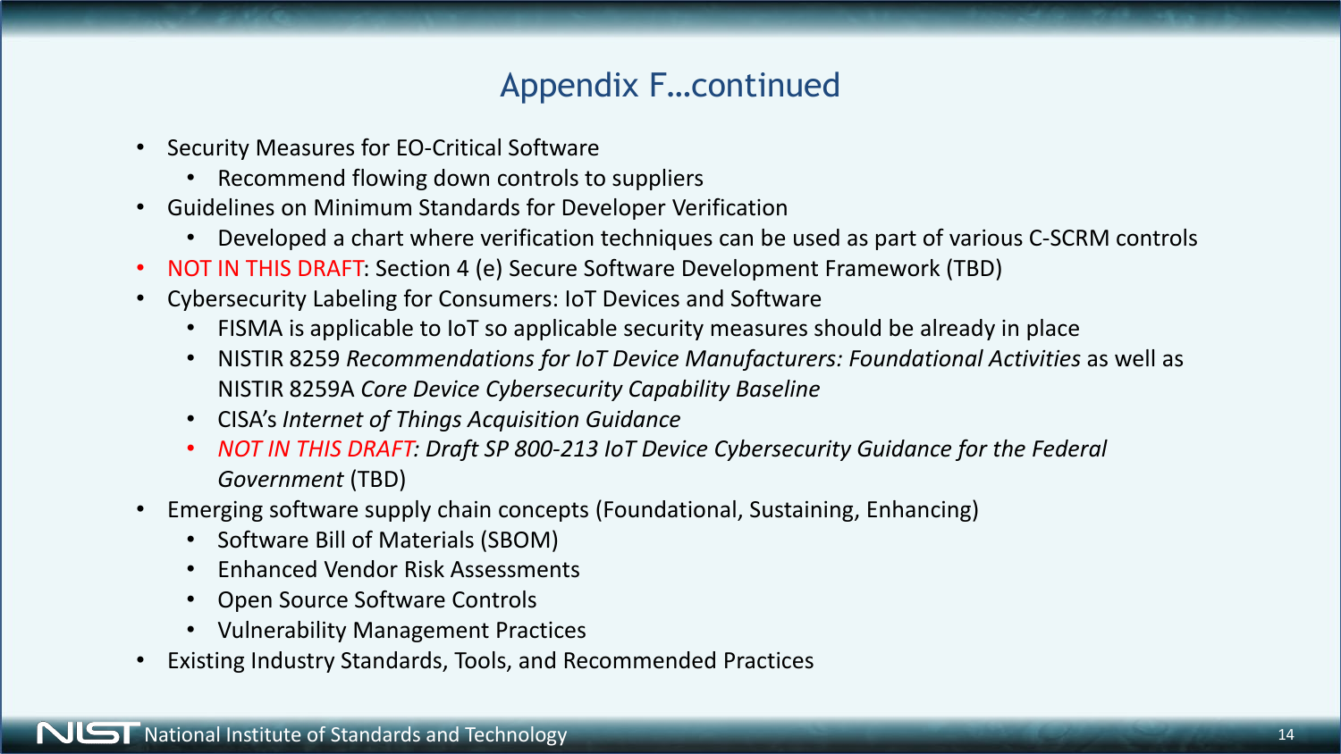# Appendix F…continued

- Security Measures for EO-Critical Software
  - Recommend flowing down controls to suppliers
- Guidelines on Minimum Standards for Developer Verification
  - Developed a chart where verification techniques can be used as part of various C-SCRM controls
- NOT IN THIS DRAFT: Section 4 (e) Secure Software Development Framework (TBD)
- Cybersecurity Labeling for Consumers: IoT Devices and Software
  - FISMA is applicable to IoT so applicable security measures should be already in place
  - NISTIR 8259 *Recommendations for IoT Device Manufacturers: Foundational Activities* as well as NISTIR 8259A *Core Device Cybersecurity Capability Baseline*
  - CISA's *Internet of Things Acquisition Guidance*
  - *NOT IN THIS DRAFT: Draft SP 800-213 IoT Device Cybersecurity Guidance for the Federal Government* (TBD)
- Emerging software supply chain concepts (Foundational, Sustaining, Enhancing)
  - Software Bill of Materials (SBOM)
  - Enhanced Vendor Risk Assessments
  - Open Source Software Controls
  - Vulnerability Management Practices
- Existing Industry Standards, Tools, and Recommended Practices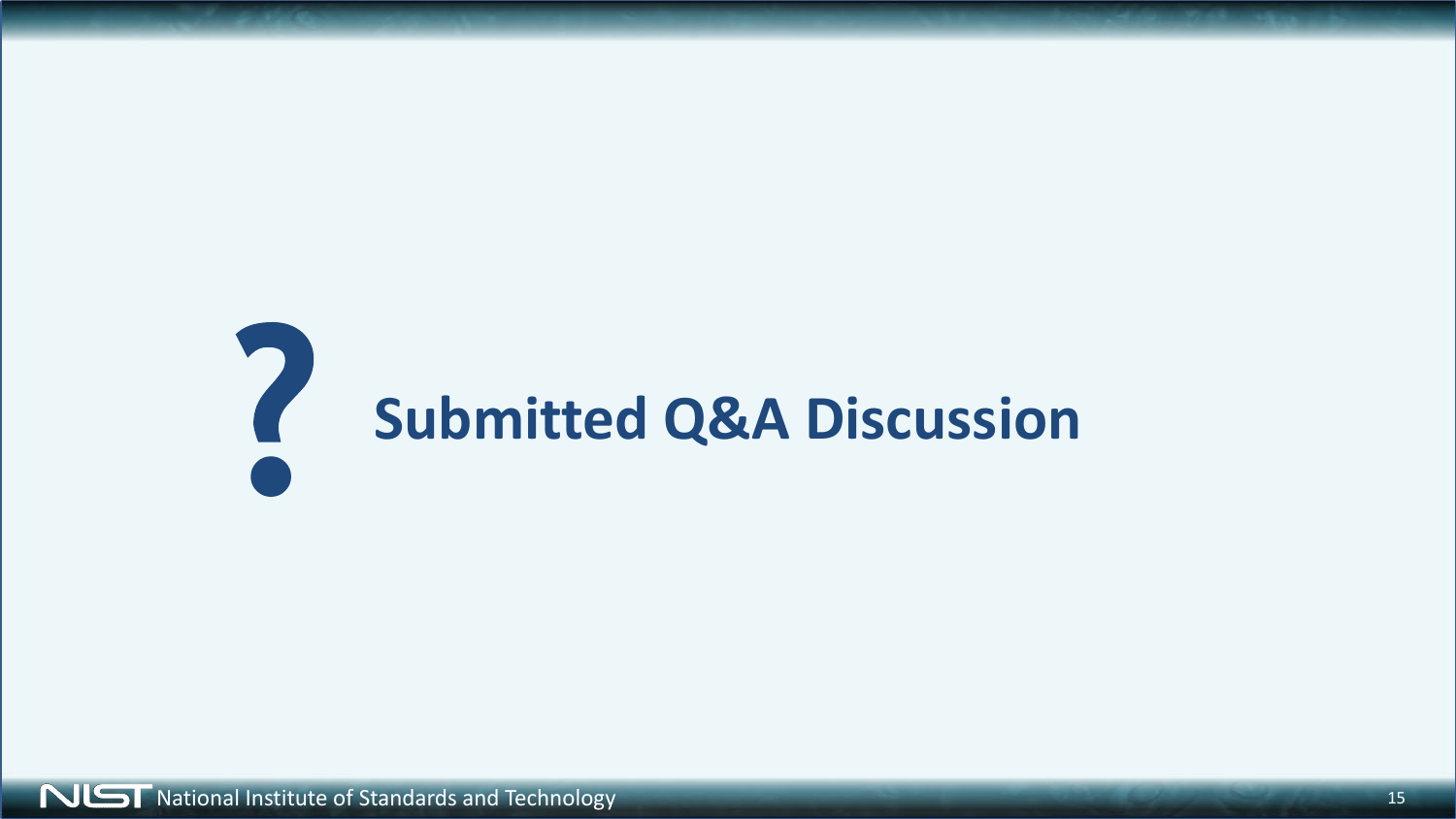# Submitted Q&A Discussion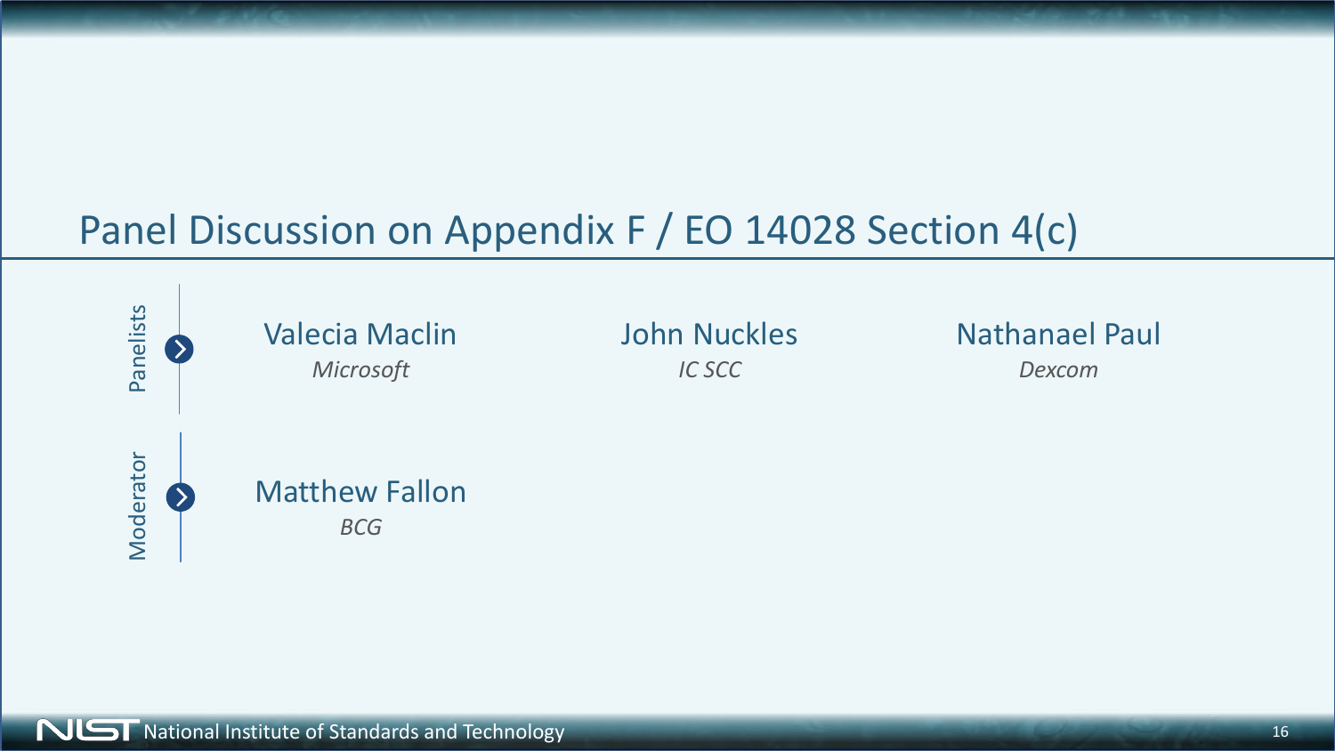# Panel Discussion on Appendix F / EO 14028 Section 4(c)

**Panelists**

- Valecia Maclin — *Microsoft*
- John Nuckles — *IC SCC*
- Nathanael Paul — *Dexcom*

**Moderator**

- Matthew Fallon — *BCG*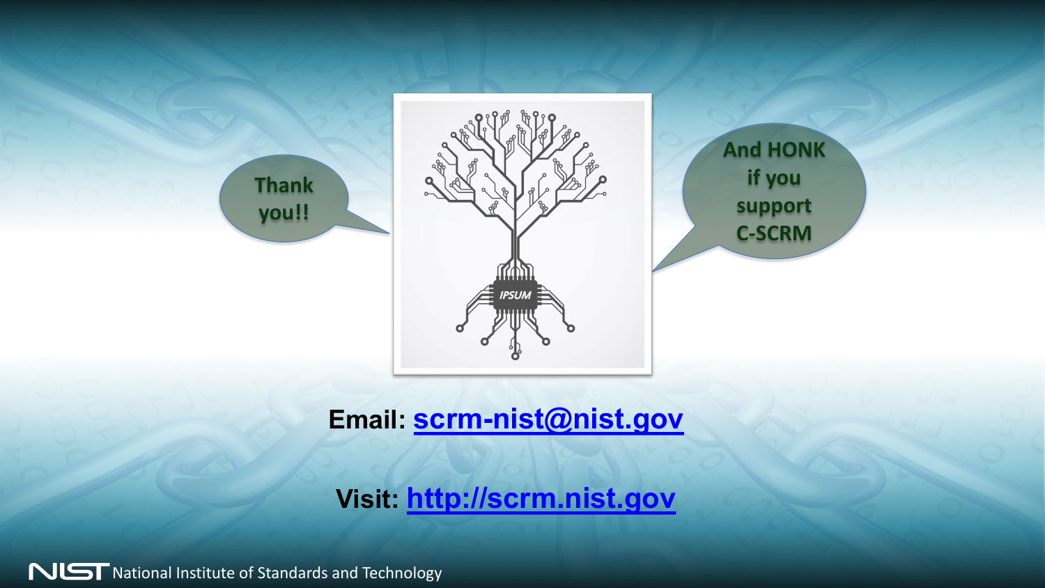Thank you!!

And HONK if you support C-SCRM

**Email: scrm-nist@nist.gov**

**Visit: http://scrm.nist.gov**